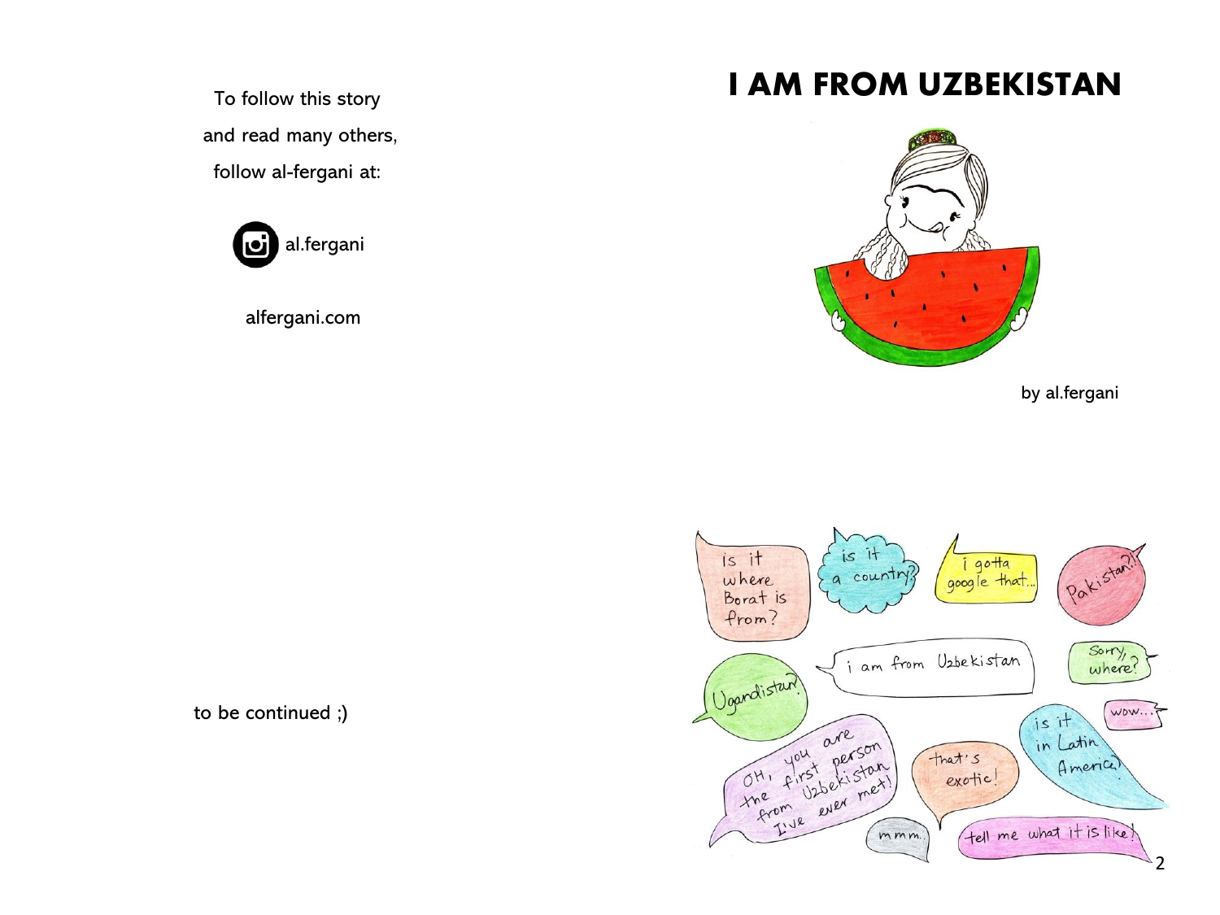To follow this story

and read many others,

follow al-fergani at:

al.fergani

alfergani.com

to be continued ;)

# I AM FROM UZBEKISTAN

by al.fergani

is it where Borat is from?

is it a country?

i gotta google that...

Pakistan?!

i am from Uzbekistan

Sorry, where?

Ugandistan?

wow...

is it in Latin America?

OH, you are the first person from Uzbekistan I've ever met!

that's exotic!

mmm.

tell me what it is like!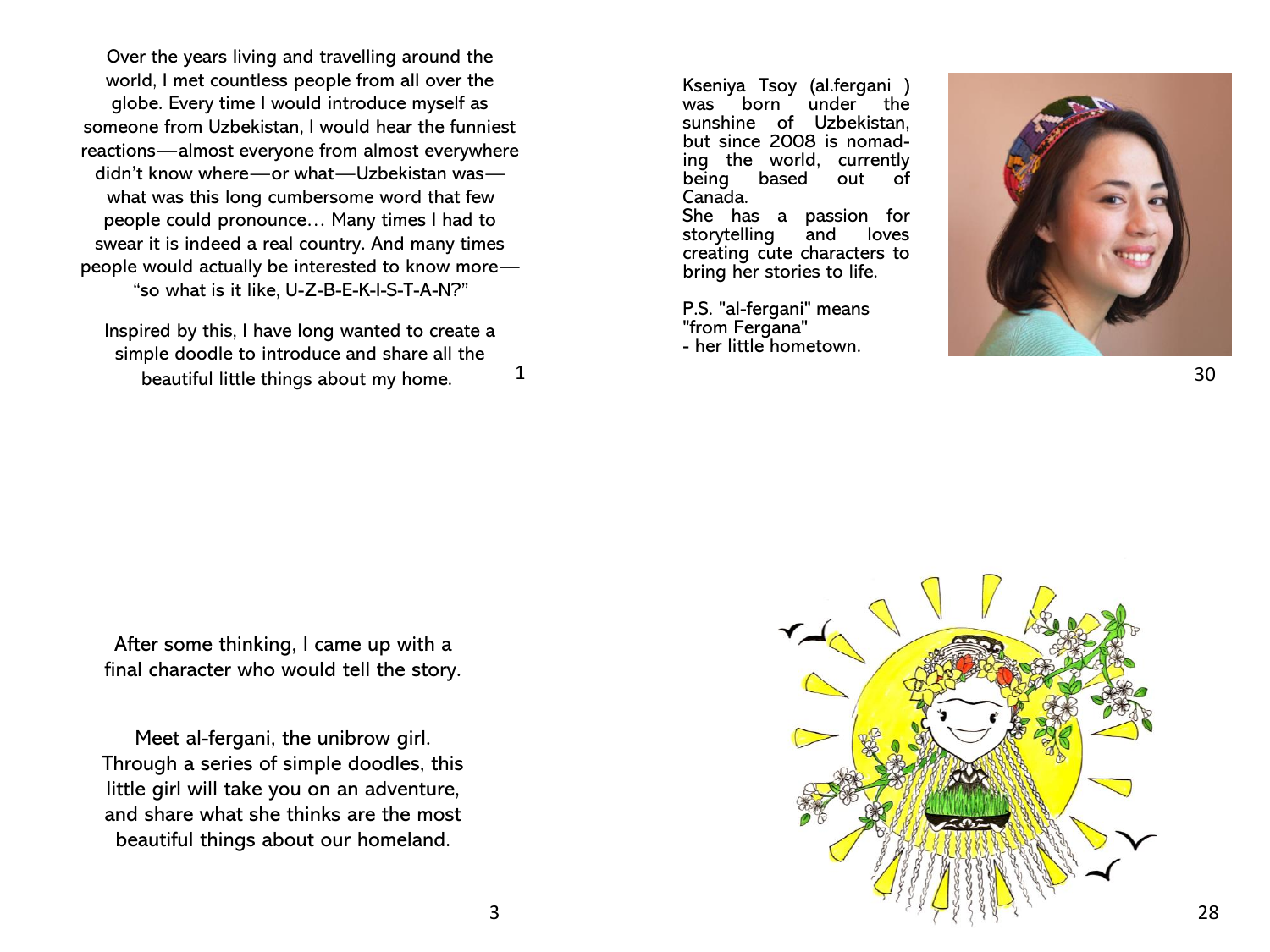Over the years living and travelling around the world, I met countless people from all over the globe. Every time I would introduce myself as someone from Uzbekistan, I would hear the funniest reactions—almost everyone from almost everywhere didn't know where—or what—Uzbekistan was—what was this long cumbersome word that few people could pronounce… Many times I had to swear it is indeed a real country. And many times people would actually be interested to know more—"so what is it like, U-Z-B-E-K-I-S-T-A-N?"

Inspired by this, I have long wanted to create a simple doodle to introduce and share all the beautiful little things about my home.

Kseniya Tsoy (al.fergani ) was born under the sunshine of Uzbekistan, but since 2008 is nomading the world, currently being based out of Canada.
She has a passion for storytelling and loves creating cute characters to bring her stories to life.

P.S. "al-fergani" means "from Fergana" - her little hometown.

After some thinking, I came up with a final character who would tell the story.

Meet al-fergani, the unibrow girl. Through a series of simple doodles, this little girl will take you on an adventure, and share what she thinks are the most beautiful things about our homeland.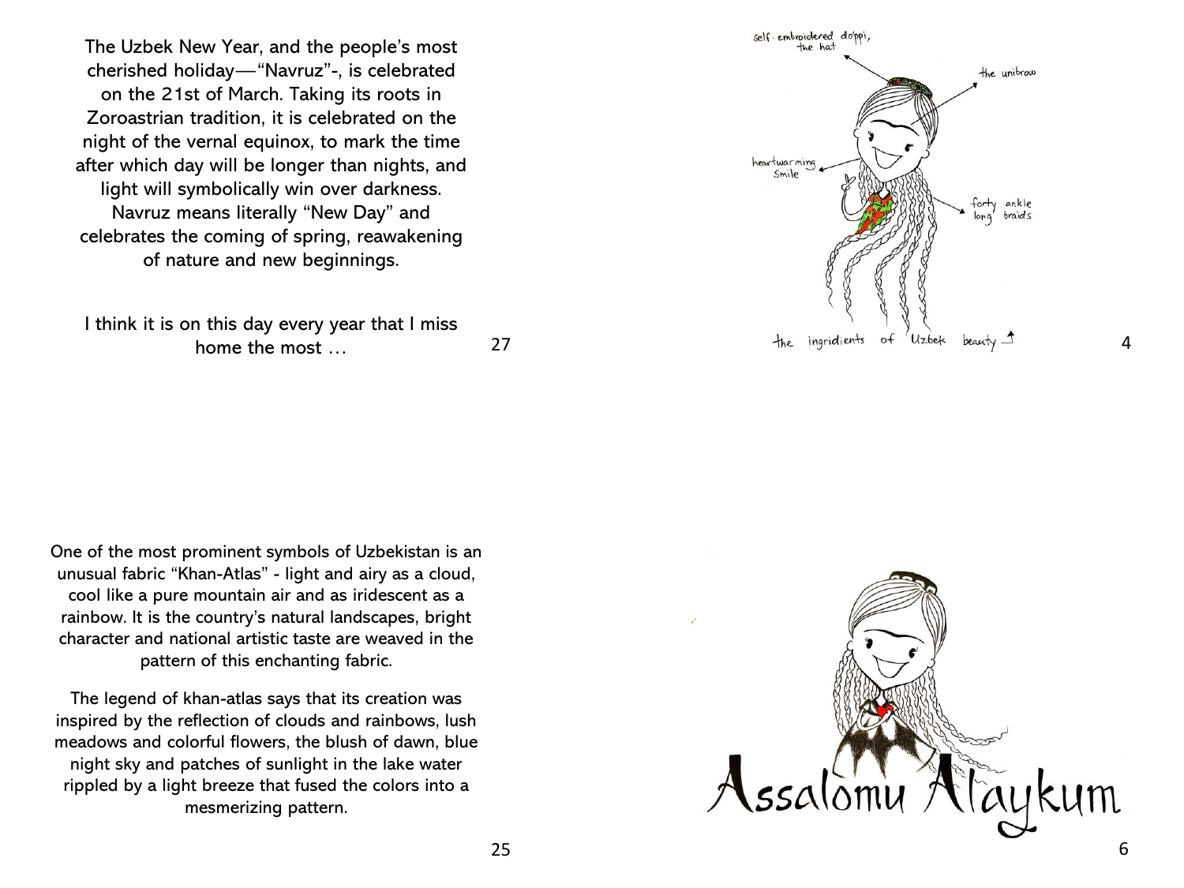The Uzbek New Year, and the people's most cherished holiday—"Navruz"-, is celebrated on the 21st of March. Taking its roots in Zoroastrian tradition, it is celebrated on the night of the vernal equinox, to mark the time after which day will be longer than nights, and light will symbolically win over darkness. Navruz means literally "New Day" and celebrates the coming of spring, reawakening of nature and new beginnings.

I think it is on this day every year that I miss home the most …

self-embroidered do'ppi, the hat

the unibrow

heartwarming smile

forty ankle long braids

the ingridients of Uzbek beauty

One of the most prominent symbols of Uzbekistan is an unusual fabric "Khan-Atlas" - light and airy as a cloud, cool like a pure mountain air and as iridescent as a rainbow. It is the country's natural landscapes, bright character and national artistic taste are weaved in the pattern of this enchanting fabric.

The legend of khan-atlas says that its creation was inspired by the reflection of clouds and rainbows, lush meadows and colorful flowers, the blush of dawn, blue night sky and patches of sunlight in the lake water rippled by a light breeze that fused the colors into a mesmerizing pattern.

Assalomu Alaykum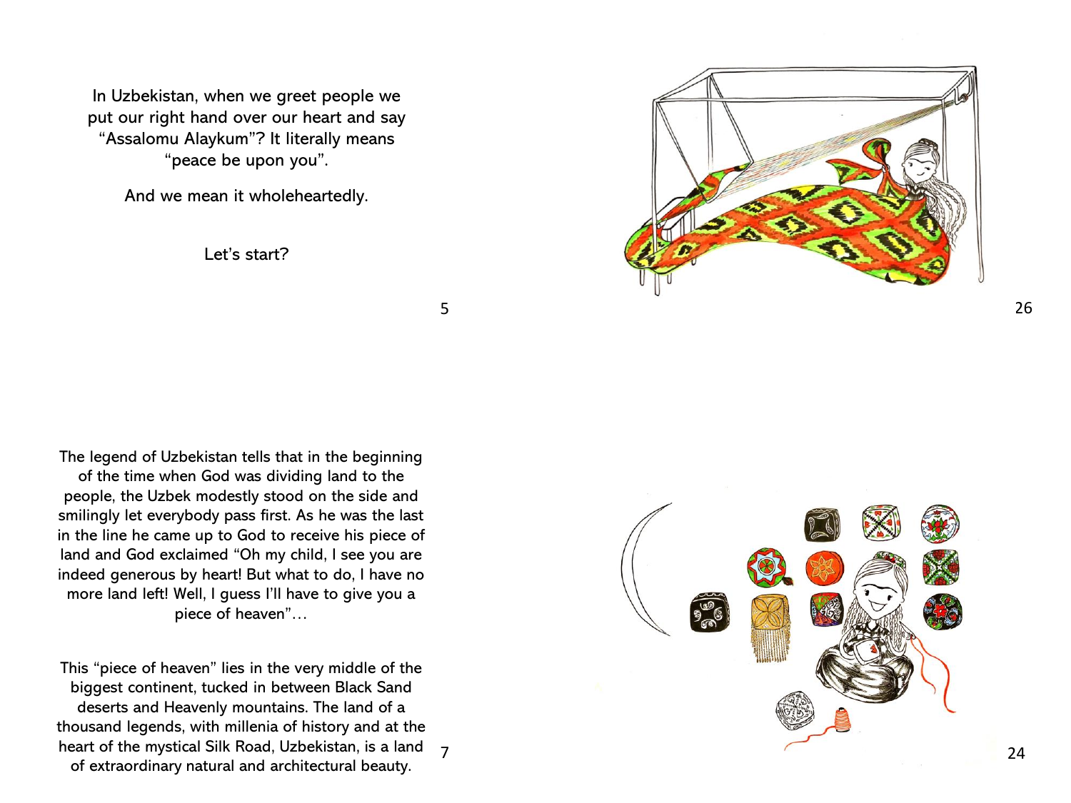In Uzbekistan, when we greet people we put our right hand over our heart and say "Assalomu Alaykum"? It literally means "peace be upon you".

And we mean it wholeheartedly.

Let's start?

The legend of Uzbekistan tells that in the beginning of the time when God was dividing land to the people, the Uzbek modestly stood on the side and smilingly let everybody pass first. As he was the last in the line he came up to God to receive his piece of land and God exclaimed "Oh my child, I see you are indeed generous by heart! But what to do, I have no more land left! Well, I guess I'll have to give you a piece of heaven"…

This "piece of heaven" lies in the very middle of the biggest continent, tucked in between Black Sand deserts and Heavenly mountains. The land of a thousand legends, with millenia of history and at the heart of the mystical Silk Road, Uzbekistan, is a land of extraordinary natural and architectural beauty.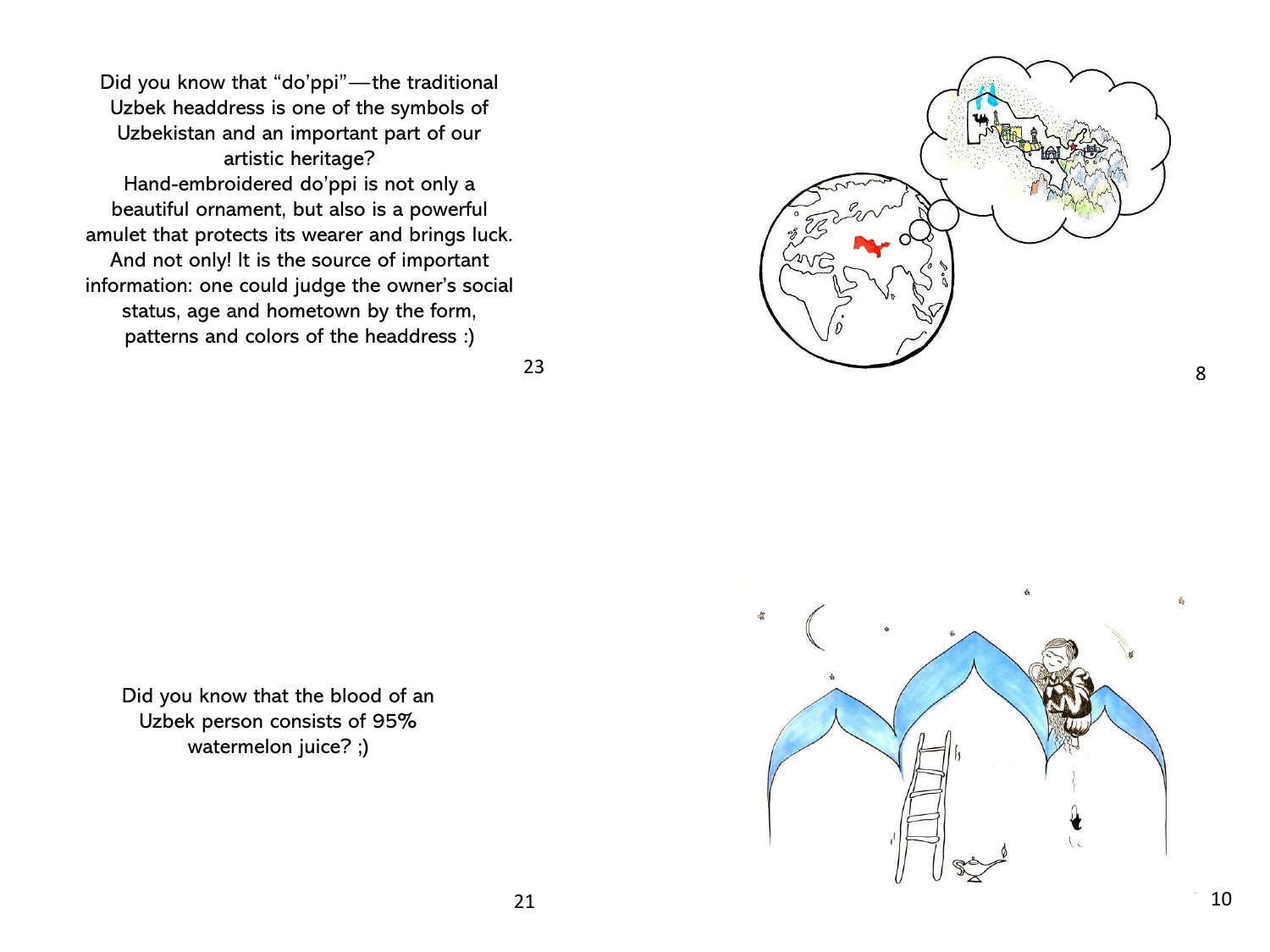Did you know that "do'ppi"—the traditional Uzbek headdress is one of the symbols of Uzbekistan and an important part of our artistic heritage?

Hand-embroidered do'ppi is not only a beautiful ornament, but also is a powerful amulet that protects its wearer and brings luck. And not only! It is the source of important information: one could judge the owner's social status, age and hometown by the form, patterns and colors of the headdress :)

Did you know that the blood of an Uzbek person consists of 95% watermelon juice? ;)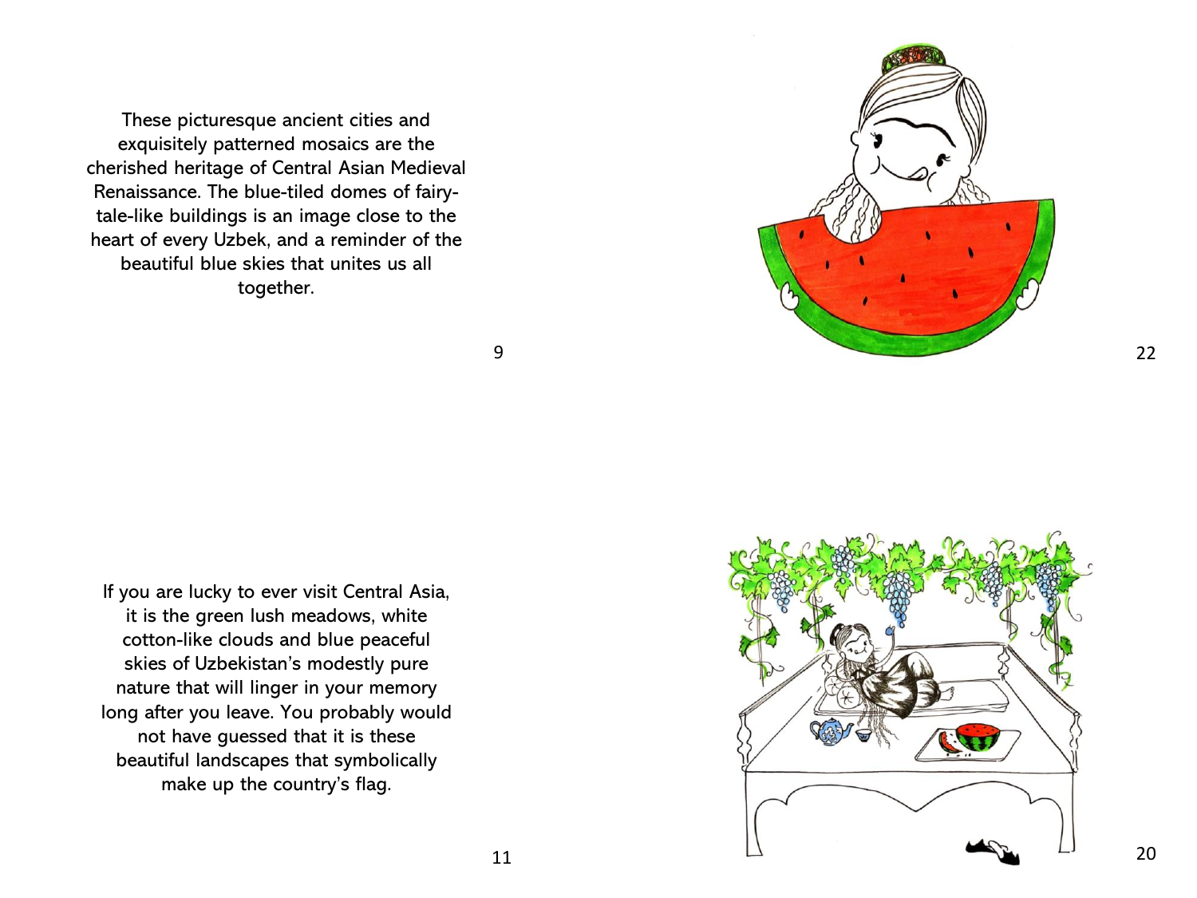These picturesque ancient cities and exquisitely patterned mosaics are the cherished heritage of Central Asian Medieval Renaissance. The blue-tiled domes of fairy-tale-like buildings is an image close to the heart of every Uzbek, and a reminder of the beautiful blue skies that unites us all together.

If you are lucky to ever visit Central Asia, it is the green lush meadows, white cotton-like clouds and blue peaceful skies of Uzbekistan's modestly pure nature that will linger in your memory long after you leave. You probably would not have guessed that it is these beautiful landscapes that symbolically make up the country's flag.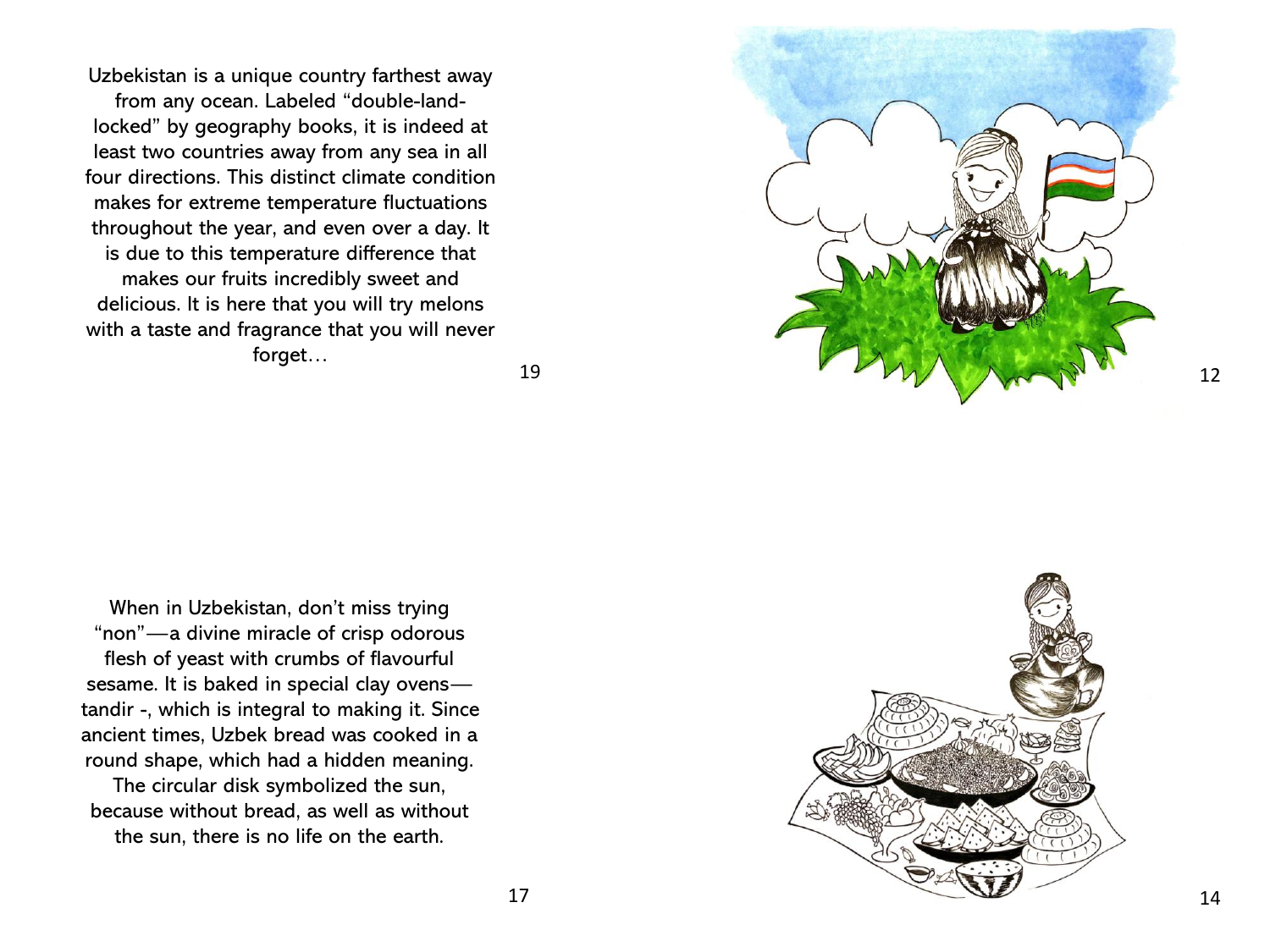Uzbekistan is a unique country farthest away from any ocean. Labeled "double-land-locked" by geography books, it is indeed at least two countries away from any sea in all four directions. This distinct climate condition makes for extreme temperature fluctuations throughout the year, and even over a day. It is due to this temperature difference that makes our fruits incredibly sweet and delicious. It is here that you will try melons with a taste and fragrance that you will never forget…

When in Uzbekistan, don't miss trying "non"—a divine miracle of crisp odorous flesh of yeast with crumbs of flavourful sesame. It is baked in special clay ovens—tandir -, which is integral to making it. Since ancient times, Uzbek bread was cooked in a round shape, which had a hidden meaning. The circular disk symbolized the sun, because without bread, as well as without the sun, there is no life on the earth.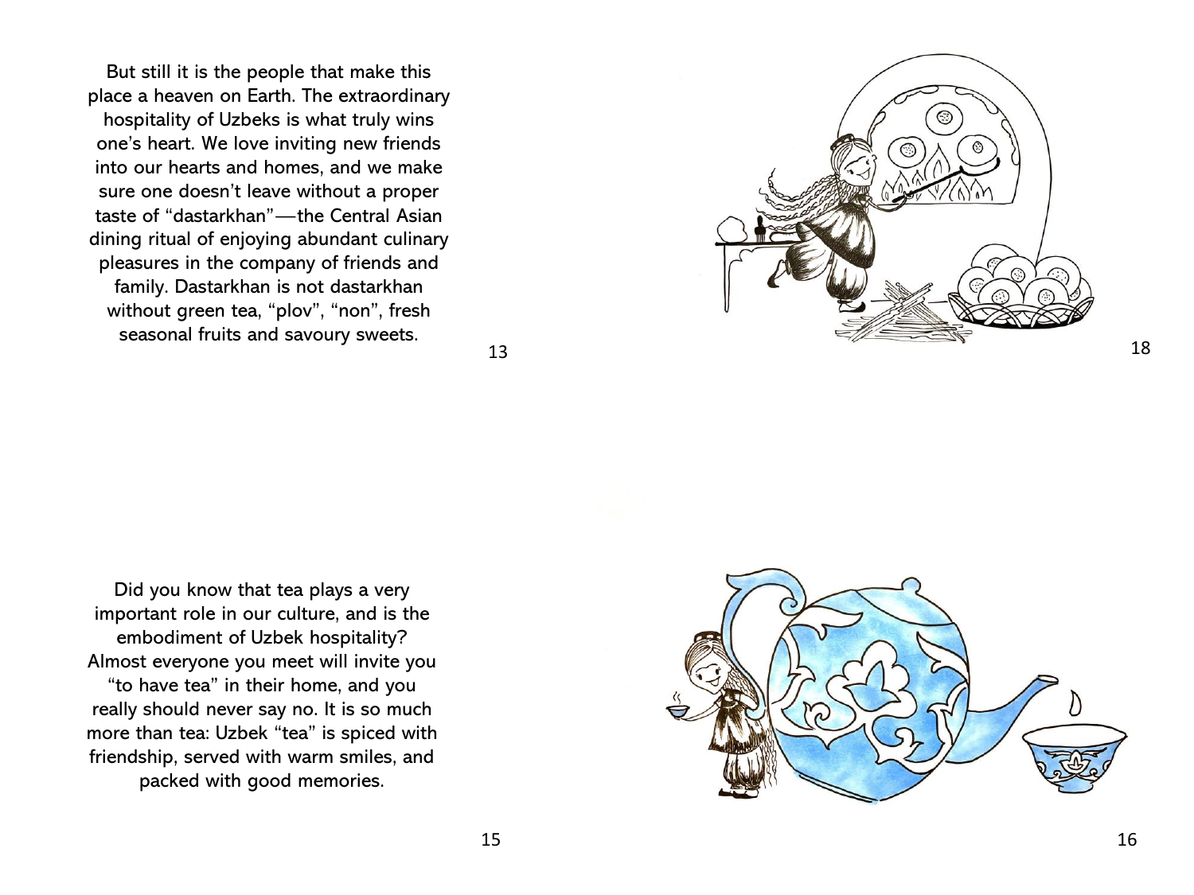But still it is the people that make this place a heaven on Earth. The extraordinary hospitality of Uzbeks is what truly wins one's heart. We love inviting new friends into our hearts and homes, and we make sure one doesn't leave without a proper taste of "dastarkhan"—the Central Asian dining ritual of enjoying abundant culinary pleasures in the company of friends and family. Dastarkhan is not dastarkhan without green tea, "plov", "non", fresh seasonal fruits and savoury sweets.

Did you know that tea plays a very important role in our culture, and is the embodiment of Uzbek hospitality? Almost everyone you meet will invite you "to have tea" in their home, and you really should never say no. It is so much more than tea: Uzbek "tea" is spiced with friendship, served with warm smiles, and packed with good memories.